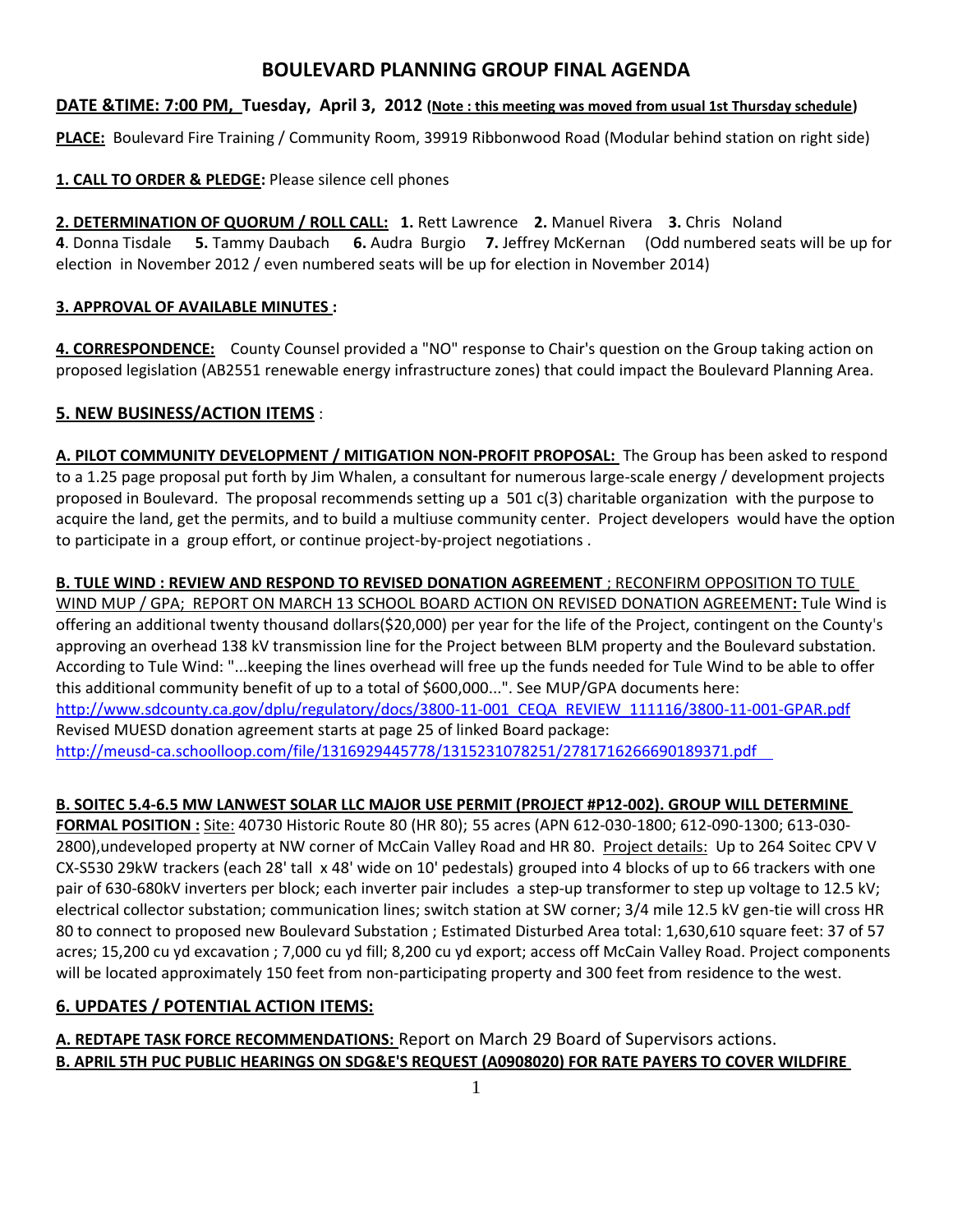# BOULEVARD PLANNING GROUP FINAL AGENDA

**DATE &TIME: 7:00 PM, Tuesday, April 3, 2012 (Note : this meeting was moved from usual 1st Thursday schedule)**

**PLACE:** Boulevard Fire Training / Community Room, 39919 Ribbonwood Road (Modular behind station on right side)

**1. CALL TO ORDER & PLEDGE:** Please silence cell phones

**2. DETERMINATION OF QUORUM / ROLL CALL:** **1.** Rett Lawrence **2.** Manuel Rivera **3.** Chris Noland **4**. Donna Tisdale **5.** Tammy Daubach **6.** Audra Burgio **7.** Jeffrey McKernan (Odd numbered seats will be up for election in November 2012 / even numbered seats will be up for election in November 2014)

**3. APPROVAL OF AVAILABLE MINUTES :**

**4. CORRESPONDENCE:** County Counsel provided a "NO" response to Chair's question on the Group taking action on proposed legislation (AB2551 renewable energy infrastructure zones) that could impact the Boulevard Planning Area.

## 5. NEW BUSINESS/ACTION ITEMS :

**A. PILOT COMMUNITY DEVELOPMENT / MITIGATION NON-PROFIT PROPOSAL:** The Group has been asked to respond to a 1.25 page proposal put forth by Jim Whalen, a consultant for numerous large-scale energy / development projects proposed in Boulevard. The proposal recommends setting up a 501 c(3) charitable organization with the purpose to acquire the land, get the permits, and to build a multiuse community center. Project developers would have the option to participate in a group effort, or continue project-by-project negotiations .

**B. TULE WIND : REVIEW AND RESPOND TO REVISED DONATION AGREEMENT** ; RECONFIRM OPPOSITION TO TULE WIND MUP / GPA; REPORT ON MARCH 13 SCHOOL BOARD ACTION ON REVISED DONATION AGREEMENT**:** Tule Wind is offering an additional twenty thousand dollars($20,000) per year for the life of the Project, contingent on the County's approving an overhead 138 kV transmission line for the Project between BLM property and the Boulevard substation. According to Tule Wind: "...keeping the lines overhead will free up the funds needed for Tule Wind to be able to offer this additional community benefit of up to a total of $600,000...". See MUP/GPA documents here: http://www.sdcounty.ca.gov/dplu/regulatory/docs/3800-11-001_CEQA_REVIEW_111116/3800-11-001-GPAR.pdf
Revised MUESD donation agreement starts at page 25 of linked Board package: http://meusd-ca.schoolloop.com/file/1316929445778/1315231078251/2781716266690189371.pdf

**B. SOITEC 5.4-6.5 MW LANWEST SOLAR LLC MAJOR USE PERMIT (PROJECT #P12-002). GROUP WILL DETERMINE FORMAL POSITION :** Site: 40730 Historic Route 80 (HR 80); 55 acres (APN 612-030-1800; 612-090-1300; 613-030-2800),undeveloped property at NW corner of McCain Valley Road and HR 80. Project details: Up to 264 Soitec CPV V CX-S530 29kW trackers (each 28' tall x 48' wide on 10' pedestals) grouped into 4 blocks of up to 66 trackers with one pair of 630-680kV inverters per block; each inverter pair includes a step-up transformer to step up voltage to 12.5 kV; electrical collector substation; communication lines; switch station at SW corner; 3/4 mile 12.5 kV gen-tie will cross HR 80 to connect to proposed new Boulevard Substation ; Estimated Disturbed Area total: 1,630,610 square feet: 37 of 57 acres; 15,200 cu yd excavation ; 7,000 cu yd fill; 8,200 cu yd export; access off McCain Valley Road. Project components will be located approximately 150 feet from non-participating property and 300 feet from residence to the west.

## 6. UPDATES / POTENTIAL ACTION ITEMS:

**A. REDTAPE TASK FORCE RECOMMENDATIONS:** Report on March 29 Board of Supervisors actions.
**B. APRIL 5TH PUC PUBLIC HEARINGS ON SDG&E'S REQUEST (A0908020) FOR RATE PAYERS TO COVER WILDFIRE**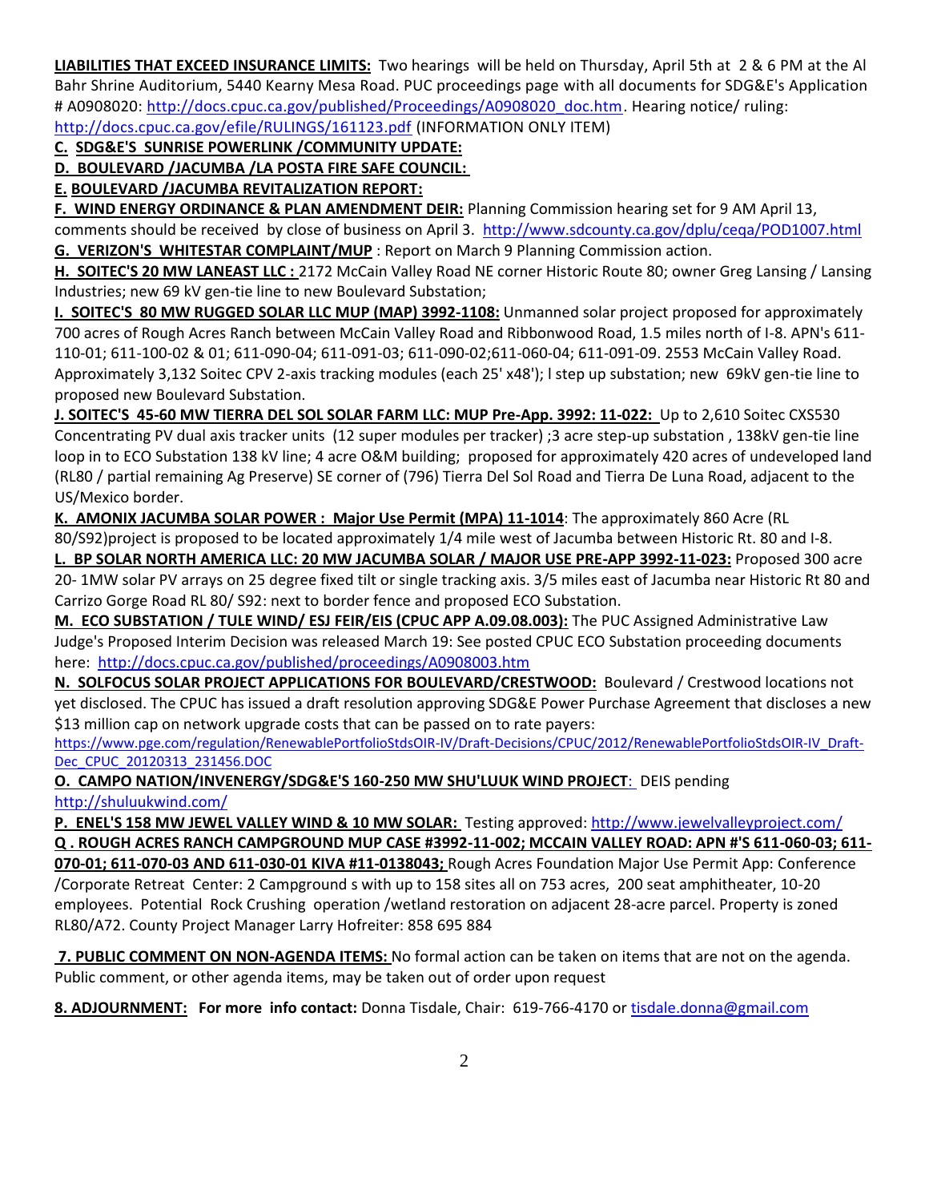**LIABILITIES THAT EXCEED INSURANCE LIMITS:** Two hearings will be held on Thursday, April 5th at 2 & 6 PM at the Al Bahr Shrine Auditorium, 5440 Kearny Mesa Road. PUC proceedings page with all documents for SDG&E's Application # A0908020: http://docs.cpuc.ca.gov/published/Proceedings/A0908020_doc.htm. Hearing notice/ ruling: http://docs.cpuc.ca.gov/efile/RULINGS/161123.pdf (INFORMATION ONLY ITEM)

**C. SDG&E'S SUNRISE POWERLINK /COMMUNITY UPDATE:**

**D. BOULEVARD /JACUMBA /LA POSTA FIRE SAFE COUNCIL:**

**E. BOULEVARD /JACUMBA REVITALIZATION REPORT:**

**F. WIND ENERGY ORDINANCE & PLAN AMENDMENT DEIR:** Planning Commission hearing set for 9 AM April 13, comments should be received by close of business on April 3. http://www.sdcounty.ca.gov/dplu/ceqa/POD1007.html

**G. VERIZON'S WHITESTAR COMPLAINT/MUP** : Report on March 9 Planning Commission action.

**H. SOITEC'S 20 MW LANEAST LLC :** 2172 McCain Valley Road NE corner Historic Route 80; owner Greg Lansing / Lansing Industries; new 69 kV gen-tie line to new Boulevard Substation;

**I. SOITEC'S 80 MW RUGGED SOLAR LLC MUP (MAP) 3992-1108:** Unmanned solar project proposed for approximately 700 acres of Rough Acres Ranch between McCain Valley Road and Ribbonwood Road, 1.5 miles north of I-8. APN's 611-110-01; 611-100-02 & 01; 611-090-04; 611-091-03; 611-090-02;611-060-04; 611-091-09. 2553 McCain Valley Road. Approximately 3,132 Soitec CPV 2-axis tracking modules (each 25' x48'); l step up substation; new 69kV gen-tie line to proposed new Boulevard Substation.

**J. SOITEC'S 45-60 MW TIERRA DEL SOL SOLAR FARM LLC: MUP Pre-App. 3992: 11-022:** Up to 2,610 Soitec CXS530 Concentrating PV dual axis tracker units (12 super modules per tracker) ;3 acre step-up substation , 138kV gen-tie line loop in to ECO Substation 138 kV line; 4 acre O&M building; proposed for approximately 420 acres of undeveloped land (RL80 / partial remaining Ag Preserve) SE corner of (796) Tierra Del Sol Road and Tierra De Luna Road, adjacent to the US/Mexico border.

**K. AMONIX JACUMBA SOLAR POWER : Major Use Permit (MPA) 11-1014**: The approximately 860 Acre (RL 80/S92)project is proposed to be located approximately 1/4 mile west of Jacumba between Historic Rt. 80 and I-8.

**L. BP SOLAR NORTH AMERICA LLC: 20 MW JACUMBA SOLAR / MAJOR USE PRE-APP 3992-11-023:** Proposed 300 acre 20- 1MW solar PV arrays on 25 degree fixed tilt or single tracking axis. 3/5 miles east of Jacumba near Historic Rt 80 and Carrizo Gorge Road RL 80/ S92: next to border fence and proposed ECO Substation.

**M. ECO SUBSTATION / TULE WIND/ ESJ FEIR/EIS (CPUC APP A.09.08.003):** The PUC Assigned Administrative Law Judge's Proposed Interim Decision was released March 19: See posted CPUC ECO Substation proceeding documents here: http://docs.cpuc.ca.gov/published/proceedings/A0908003.htm

**N. SOLFOCUS SOLAR PROJECT APPLICATIONS FOR BOULEVARD/CRESTWOOD:** Boulevard / Crestwood locations not yet disclosed. The CPUC has issued a draft resolution approving SDG&E Power Purchase Agreement that discloses a new $13 million cap on network upgrade costs that can be passed on to rate payers: https://www.pge.com/regulation/RenewablePortfolioStdsOIR-IV/Draft-Decisions/CPUC/2012/RenewablePortfolioStdsOIR-IV_Draft-Dec_CPUC_20120313_231456.DOC

**O. CAMPO NATION/INVENERGY/SDG&E'S 160-250 MW SHU'LUUK WIND PROJECT**: DEIS pending http://shuluukwind.com/

**P. ENEL'S 158 MW JEWEL VALLEY WIND & 10 MW SOLAR:** Testing approved: http://www.jewelvalleyproject.com/

**Q . ROUGH ACRES RANCH CAMPGROUND MUP CASE #3992-11-002; MCCAIN VALLEY ROAD: APN #'S 611-060-03; 611-070-01; 611-070-03 AND 611-030-01 KIVA #11-0138043;** Rough Acres Foundation Major Use Permit App: Conference /Corporate Retreat Center: 2 Campground s with up to 158 sites all on 753 acres, 200 seat amphitheater, 10-20 employees. Potential Rock Crushing operation /wetland restoration on adjacent 28-acre parcel. Property is zoned RL80/A72. County Project Manager Larry Hofreiter: 858 695 884

**7. PUBLIC COMMENT ON NON-AGENDA ITEMS:** No formal action can be taken on items that are not on the agenda. Public comment, or other agenda items, may be taken out of order upon request

**8. ADJOURNMENT: For more info contact:** Donna Tisdale, Chair: 619-766-4170 or tisdale.donna@gmail.com